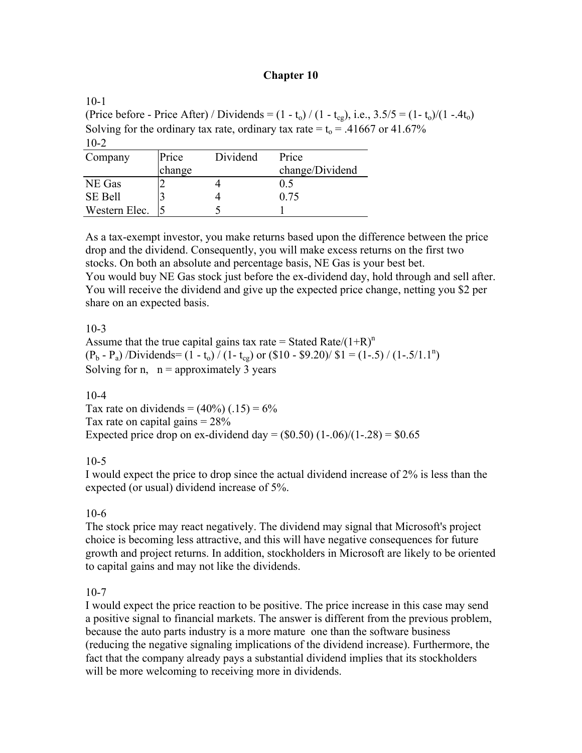# Chapter 10

10-1

(Price before - Price After) / Dividends = $(1 - t_o) / (1 - t_{cg})$, i.e., $3.5/5 = (1 - t_o)/(1 - .4t_o)$

Solving for the ordinary tax rate, ordinary tax rate = $t_o$ = .41667 or 41.67%

10-2

| Company | Price change | Dividend | Price change/Dividend |
|---|---|---|---|
| NE Gas | 2 | 4 | 0.5 |
| SE Bell | 3 | 4 | 0.75 |
| Western Elec. | 5 | 5 | 1 |

As a tax-exempt investor, you make returns based upon the difference between the price drop and the dividend. Consequently, you will make excess returns on the first two stocks. On both an absolute and percentage basis, NE Gas is your best bet.
You would buy NE Gas stock just before the ex-dividend day, hold through and sell after. You will receive the dividend and give up the expected price change, netting you $2 per share on an expected basis.

10-3

Assume that the true capital gains tax rate = Stated Rate/$(1+R)^n$

$(P_b - P_a)$ /Dividends= $(1 - t_o) / (1 - t_{cg})$ or $(\$10 - \$9.20)/ \$1 = (1-.5) / (1-.5/1.1^n)$

Solving for n, n = approximately 3 years

10-4

Tax rate on dividends = (40%) (.15) = 6%

Tax rate on capital gains = 28%

Expected price drop on ex-dividend day = (\$0.50) (1-.06)/(1-.28) = \$0.65

10-5

I would expect the price to drop since the actual dividend increase of 2% is less than the expected (or usual) dividend increase of 5%.

10-6

The stock price may react negatively. The dividend may signal that Microsoft's project choice is becoming less attractive, and this will have negative consequences for future growth and project returns. In addition, stockholders in Microsoft are likely to be oriented to capital gains and may not like the dividends.

10-7

I would expect the price reaction to be positive. The price increase in this case may send a positive signal to financial markets. The answer is different from the previous problem, because the auto parts industry is a more mature one than the software business (reducing the negative signaling implications of the dividend increase). Furthermore, the fact that the company already pays a substantial dividend implies that its stockholders will be more welcoming to receiving more in dividends.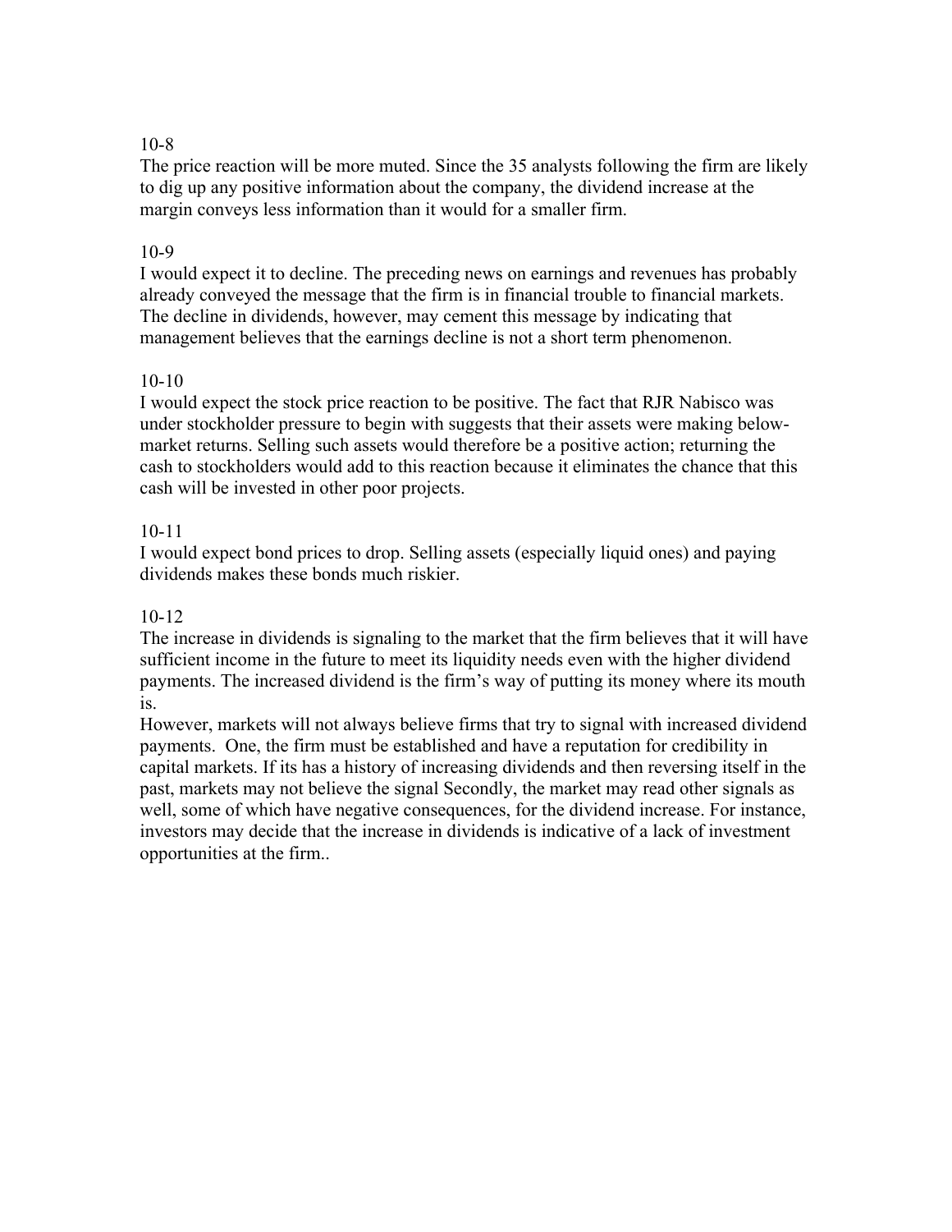10-8

The price reaction will be more muted. Since the 35 analysts following the firm are likely to dig up any positive information about the company, the dividend increase at the margin conveys less information than it would for a smaller firm.

10-9

I would expect it to decline. The preceding news on earnings and revenues has probably already conveyed the message that the firm is in financial trouble to financial markets. The decline in dividends, however, may cement this message by indicating that management believes that the earnings decline is not a short term phenomenon.

10-10

I would expect the stock price reaction to be positive. The fact that RJR Nabisco was under stockholder pressure to begin with suggests that their assets were making below-market returns. Selling such assets would therefore be a positive action; returning the cash to stockholders would add to this reaction because it eliminates the chance that this cash will be invested in other poor projects.

10-11

I would expect bond prices to drop. Selling assets (especially liquid ones) and paying dividends makes these bonds much riskier.

10-12

The increase in dividends is signaling to the market that the firm believes that it will have sufficient income in the future to meet its liquidity needs even with the higher dividend payments. The increased dividend is the firm's way of putting its money where its mouth is.

However, markets will not always believe firms that try to signal with increased dividend payments. One, the firm must be established and have a reputation for credibility in capital markets. If its has a history of increasing dividends and then reversing itself in the past, markets may not believe the signal Secondly, the market may read other signals as well, some of which have negative consequences, for the dividend increase. For instance, investors may decide that the increase in dividends is indicative of a lack of investment opportunities at the firm..